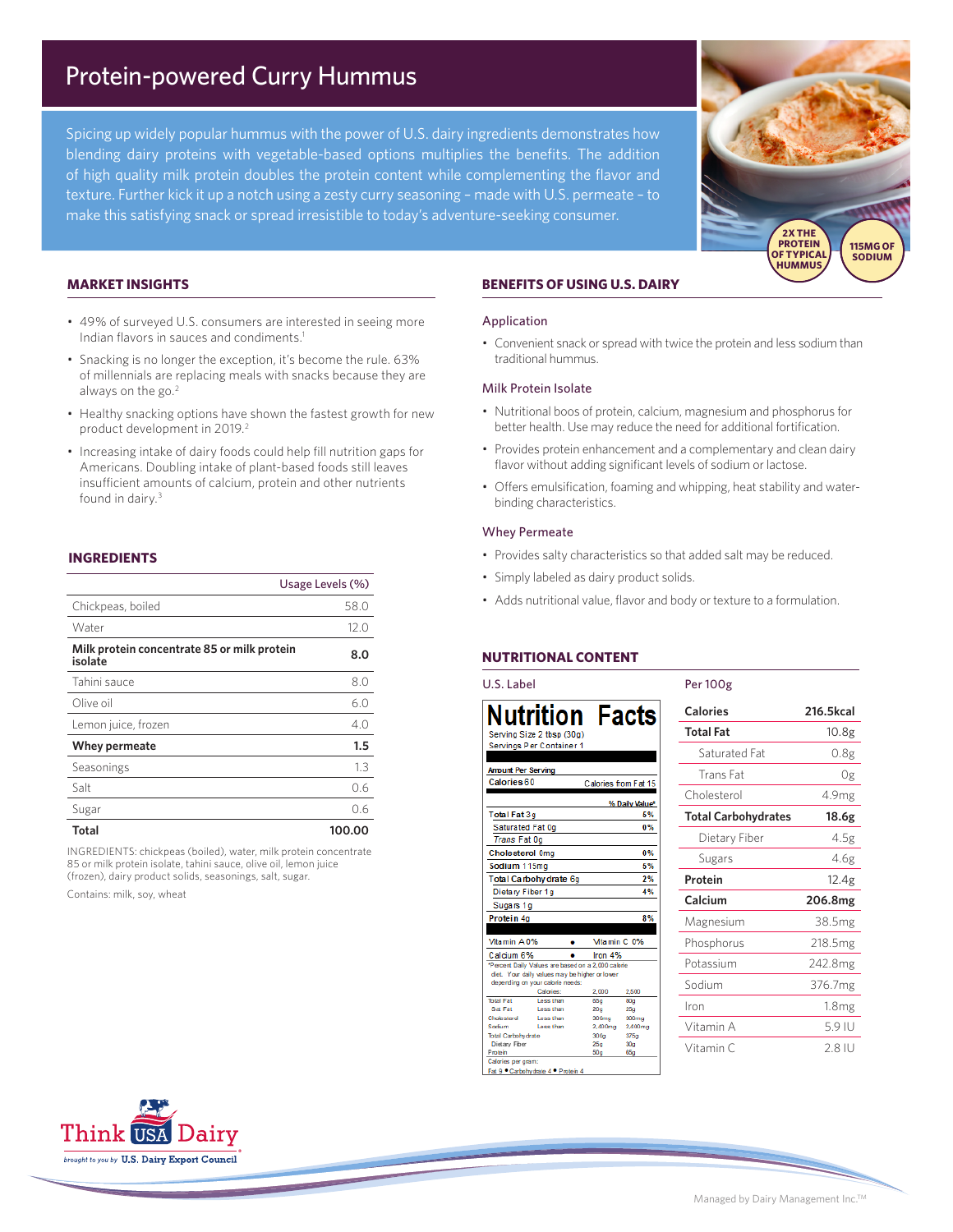# Protein-powered Curry Hummus

Spicing up widely popular hummus with the power of U.S. dairy ingredients demonstrates how blending dairy proteins with vegetable-based options multiplies the benefits. The addition of high quality milk protein doubles the protein content while complementing the flavor and texture. Further kick it up a notch using a zesty curry seasoning – made with U.S. permeate – to make this satisfying snack or spread irresistible to today's adventure-seeking consumer.

2X THE PROTEIN OF TYPICAL HUMMUS

115MG OF SODIUM

## MARKET INSIGHTS

- 49% of surveyed U.S. consumers are interested in seeing more Indian flavors in sauces and condiments.[1]
- Snacking is no longer the exception, it's become the rule. 63% of millennials are replacing meals with snacks because they are always on the go.[2]
- Healthy snacking options have shown the fastest growth for new product development in 2019.[2]
- Increasing intake of dairy foods could help fill nutrition gaps for Americans. Doubling intake of plant-based foods still leaves insufficient amounts of calcium, protein and other nutrients found in dairy.[3]

## INGREDIENTS

| | Usage Levels (%) |
|---|---|
| Chickpeas, boiled | 58.0 |
| Water | 12.0 |
| **Milk protein concentrate 85 or milk protein isolate** | **8.0** |
| Tahini sauce | 8.0 |
| Olive oil | 6.0 |
| Lemon juice, frozen | 4.0 |
| **Whey permeate** | **1.5** |
| Seasonings | 1.3 |
| Salt | 0.6 |
| Sugar | 0.6 |
| **Total** | **100.00** |

INGREDIENTS: chickpeas (boiled), water, milk protein concentrate 85 or milk protein isolate, tahini sauce, olive oil, lemon juice (frozen), dairy product solids, seasonings, salt, sugar.

Contains: milk, soy, wheat

## BENEFITS OF USING U.S. DAIRY

### Application

- Convenient snack or spread with twice the protein and less sodium than traditional hummus.

### Milk Protein Isolate

- Nutritional boos of protein, calcium, magnesium and phosphorus for better health. Use may reduce the need for additional fortification.
- Provides protein enhancement and a complementary and clean dairy flavor without adding significant levels of sodium or lactose.
- Offers emulsification, foaming and whipping, heat stability and water-binding characteristics.

### Whey Permeate

- Provides salty characteristics so that added salt may be reduced.
- Simply labeled as dairy product solids.
- Adds nutritional value, flavor and body or texture to a formulation.

## NUTRITIONAL CONTENT

### U.S. Label

**Nutrition Facts**

Serving Size 2 tbsp (30g)
Servings Per Container 1

| Amount Per Serving | |
|---|---|
| Calories 60 | Calories from Fat 15 |
| | % Daily Value* |
| Total Fat 3g | 5% |
| Saturated Fat 0g | 0% |
| *Trans* Fat 0g | |
| Cholesterol 0mg | 0% |
| Sodium 115mg | 5% |
| Total Carbohydrate 6g | 2% |
| Dietary Fiber 1g | 4% |
| Sugars 1g | |
| Protein 4g | 8% |
| Vitamin A 0% | Vitamin C 0% |
| Calcium 6% | Iron 4% |

*Percent Daily Values are based on a 2,000 calorie diet. Your daily values may be higher or lower depending on your calorie needs:

| | Calories: | 2,000 | 2,500 |
|---|---|---|---|
| Total Fat | Less than | 65g | 80g |
| Sat Fat | Less than | 20g | 25g |
| Cholesterol | Less than | 300mg | 300mg |
| Sodium | Less than | 2,400mg | 2,400mg |
| Total Carbohydrate | | 300g | 375g |
| Dietary Fiber | | 25g | 30g |
| Protein | | 50g | 65g |

Calories per gram:
Fat 9 • Carbohydrate 4 • Protein 4

### Per 100g

| | |
|---|---|
| **Calories** | **216.5kcal** |
| **Total Fat** | 10.8g |
| Saturated Fat | 0.8g |
| Trans Fat | 0g |
| Cholesterol | 4.9mg |
| **Total Carbohydrates** | **18.6g** |
| Dietary Fiber | 4.5g |
| Sugars | 4.6g |
| **Protein** | 12.4g |
| **Calcium** | **206.8mg** |
| Magnesium | 38.5mg |
| Phosphorus | 218.5mg |
| Potassium | 242.8mg |
| Sodium | 376.7mg |
| Iron | 1.8mg |
| Vitamin A | 5.9 IU |
| Vitamin C | 2.8 IU |

Think USA Dairy
brought to you by U.S. Dairy Export Council

Managed by Dairy Management Inc.™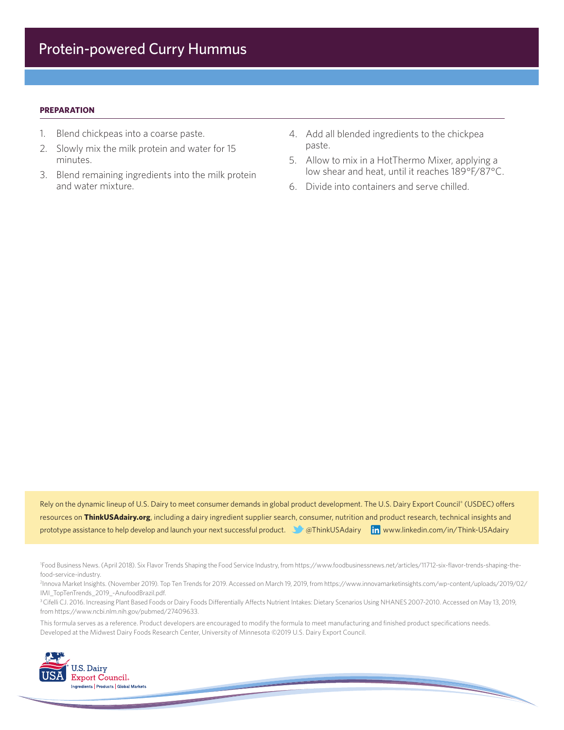# Protein-powered Curry Hummus

## PREPARATION

1. Blend chickpeas into a coarse paste.
2. Slowly mix the milk protein and water for 15 minutes.
3. Blend remaining ingredients into the milk protein and water mixture.
4. Add all blended ingredients to the chickpea paste.
5. Allow to mix in a HotThermo Mixer, applying a low shear and heat, until it reaches 189°F/87°C.
6. Divide into containers and serve chilled.

Rely on the dynamic lineup of U.S. Dairy to meet consumer demands in global product development. The U.S. Dairy Export Council® (USDEC) offers resources on **ThinkUSAdairy.org**, including a dairy ingredient supplier search, consumer, nutrition and product research, technical insights and prototype assistance to help develop and launch your next successful product. @ThinkUSAdairy www.linkedin.com/in/Think-USAdairy

[1] Food Business News. (April 2018). Six Flavor Trends Shaping the Food Service Industry, from https://www.foodbusinessnews.net/articles/11712-six-flavor-trends-shaping-the-food-service-industry.

[2] Innova Market Insights. (November 2019). Top Ten Trends for 2019. Accessed on March 19, 2019, from https://www.innovamarketinsights.com/wp-content/uploads/2019/02/IMI_TopTenTrends_2019_-AnufoodBrazil.pdf.

[3] Cifelli CJ. 2016. Increasing Plant Based Foods or Dairy Foods Differentially Affects Nutrient Intakes: Dietary Scenarios Using NHANES 2007-2010. Accessed on May 13, 2019, from https://www.ncbi.nlm.nih.gov/pubmed/27409633.

This formula serves as a reference. Product developers are encouraged to modify the formula to meet manufacturing and finished product specifications needs. Developed at the Midwest Dairy Foods Research Center, University of Minnesota ©2019 U.S. Dairy Export Council.

U.S. Dairy Export Council. Ingredients | Products | Global Markets